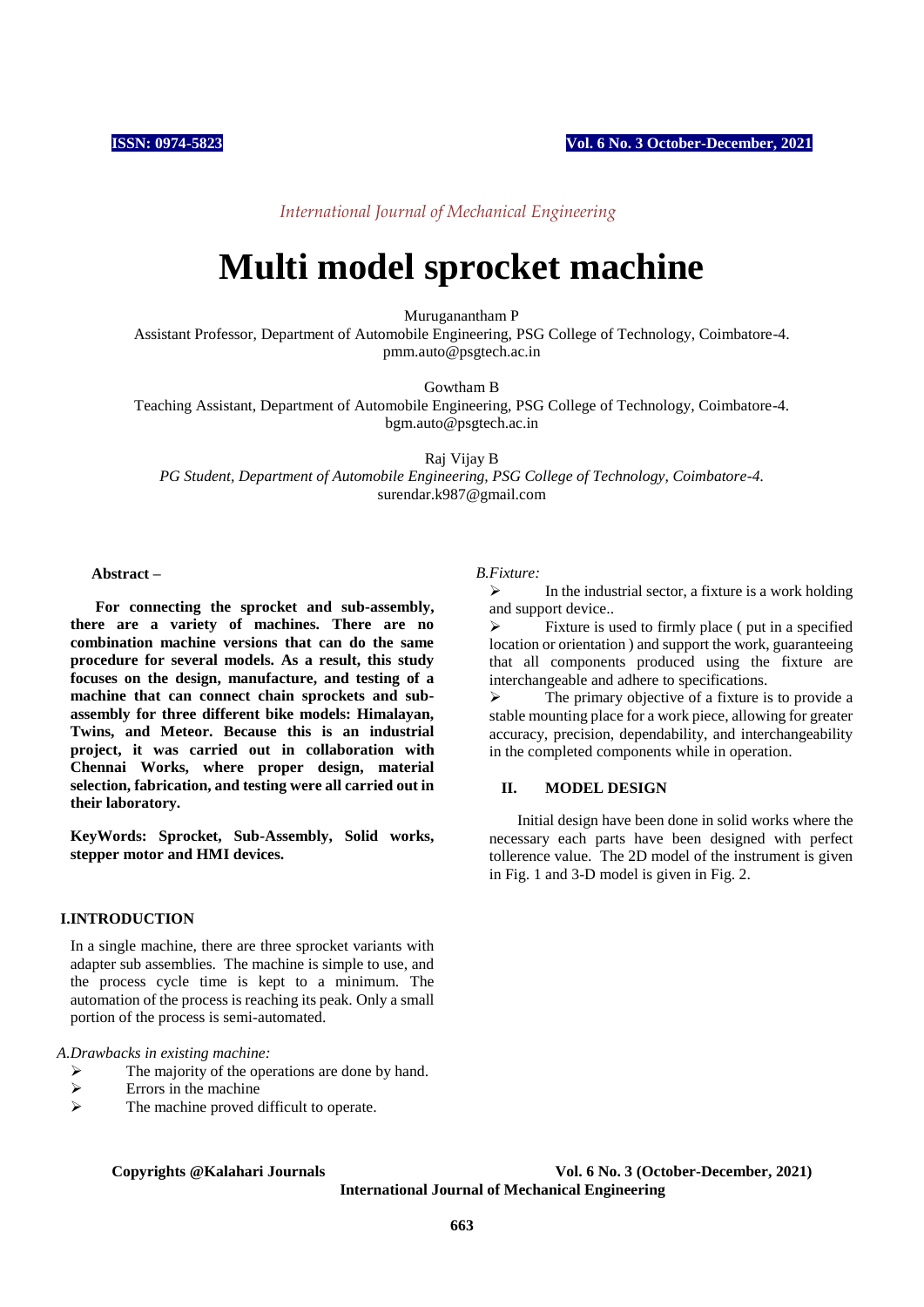*International Journal of Mechanical Engineering*

# Multi model sprocket machine

Muruganantham P
Assistant Professor, Department of Automobile Engineering, PSG College of Technology, Coimbatore-4.
pmm.auto@psgtech.ac.in

Gowtham B
Teaching Assistant, Department of Automobile Engineering, PSG College of Technology, Coimbatore-4.
bgm.auto@psgtech.ac.in

Raj Vijay B
*PG Student, Department of Automobile Engineering, PSG College of Technology, Coimbatore-4.*
surendar.k987@gmail.com

**Abstract –**

**For connecting the sprocket and sub-assembly, there are a variety of machines. There are no combination machine versions that can do the same procedure for several models. As a result, this study focuses on the design, manufacture, and testing of a machine that can connect chain sprockets and sub-assembly for three different bike models: Himalayan, Twins, and Meteor. Because this is an industrial project, it was carried out in collaboration with Chennai Works, where proper design, material selection, fabrication, and testing were all carried out in their laboratory.**

**KeyWords: Sprocket, Sub-Assembly, Solid works, stepper motor and HMI devices.**

## I.INTRODUCTION

In a single machine, there are three sprocket variants with adapter sub assemblies. The machine is simple to use, and the process cycle time is kept to a minimum. The automation of the process is reaching its peak. Only a small portion of the process is semi-automated.

*A.Drawbacks in existing machine:*

- The majority of the operations are done by hand.
- Errors in the machine
- The machine proved difficult to operate.

*B.Fixture:*

- In the industrial sector, a fixture is a work holding and support device..
- Fixture is used to firmly place ( put in a specified location or orientation ) and support the work, guaranteeing that all components produced using the fixture are interchangeable and adhere to specifications.
- The primary objective of a fixture is to provide a stable mounting place for a work piece, allowing for greater accuracy, precision, dependability, and interchangeability in the completed components while in operation.

## II. MODEL DESIGN

Initial design have been done in solid works where the necessary each parts have been designed with perfect tollerence value. The 2D model of the instrument is given in Fig. 1 and 3-D model is given in Fig. 2.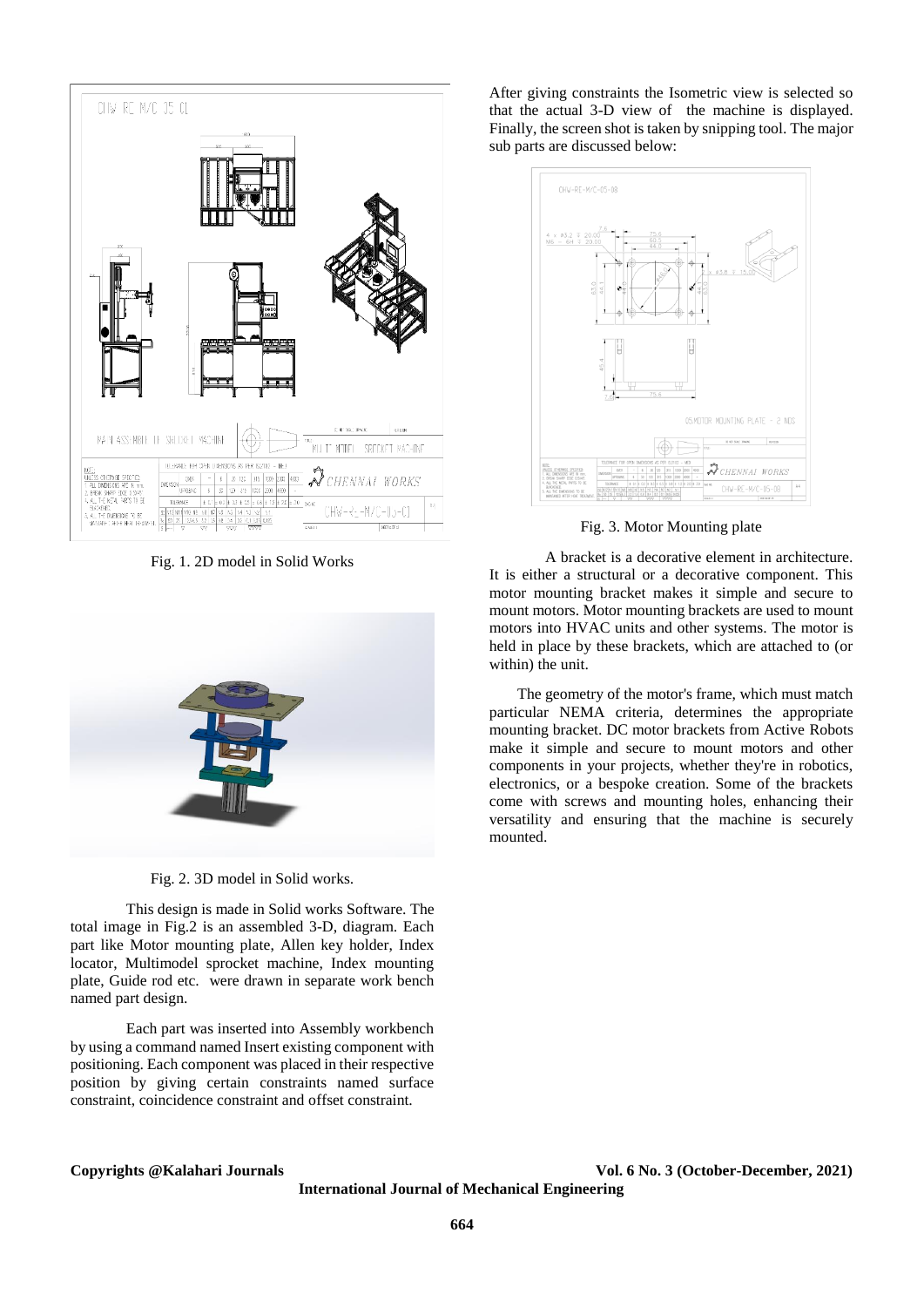Fig. 1. 2D model in Solid Works

Fig. 2. 3D model in Solid works.

This design is made in Solid works Software. The total image in Fig.2 is an assembled 3-D, diagram. Each part like Motor mounting plate, Allen key holder, Index locator, Multimodel sprocket machine, Index mounting plate, Guide rod etc. were drawn in separate work bench named part design.

Each part was inserted into Assembly workbench by using a command named Insert existing component with positioning. Each component was placed in their respective position by giving certain constraints named surface constraint, coincidence constraint and offset constraint.

After giving constraints the Isometric view is selected so that the actual 3-D view of the machine is displayed. Finally, the screen shot is taken by snipping tool. The major sub parts are discussed below:

Fig. 3. Motor Mounting plate

A bracket is a decorative element in architecture. It is either a structural or a decorative component. This motor mounting bracket makes it simple and secure to mount motors. Motor mounting brackets are used to mount motors into HVAC units and other systems. The motor is held in place by these brackets, which are attached to (or within) the unit.

The geometry of the motor's frame, which must match particular NEMA criteria, determines the appropriate mounting bracket. DC motor brackets from Active Robots make it simple and secure to mount motors and other components in your projects, whether they're in robotics, electronics, or a bespoke creation. Some of the brackets come with screws and mounting holes, enhancing their versatility and ensuring that the machine is securely mounted.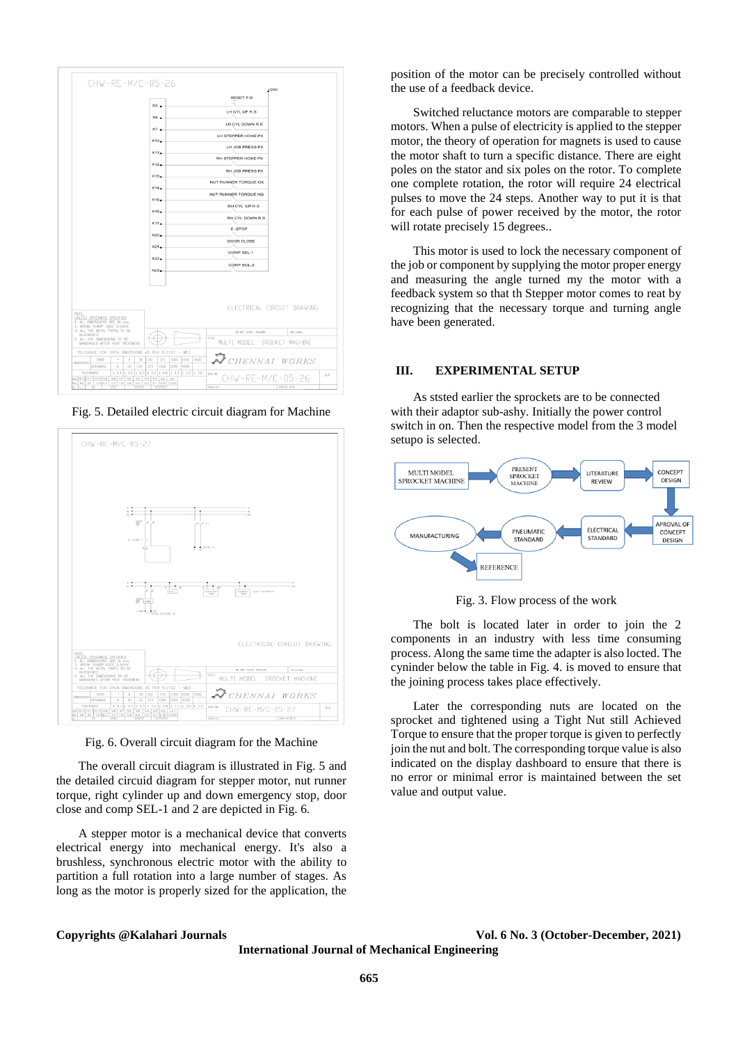Fig. 5. Detailed electric circuit diagram for Machine

Fig. 6. Overall circuit diagram for the Machine

The overall circuit diagram is illustrated in Fig. 5 and the detailed circuid diagram for stepper motor, nut runner torque, right cylinder up and down emergency stop, door close and comp SEL-1 and 2 are depicted in Fig. 6.

A stepper motor is a mechanical device that converts electrical energy into mechanical energy. It's also a brushless, synchronous electric motor with the ability to partition a full rotation into a large number of stages. As long as the motor is properly sized for the application, the position of the motor can be precisely controlled without the use of a feedback device.

Switched reluctance motors are comparable to stepper motors. When a pulse of electricity is applied to the stepper motor, the theory of operation for magnets is used to cause the motor shaft to turn a specific distance. There are eight poles on the stator and six poles on the rotor. To complete one complete rotation, the rotor will require 24 electrical pulses to move the 24 steps. Another way to put it is that for each pulse of power received by the motor, the rotor will rotate precisely 15 degrees..

This motor is used to lock the necessary component of the job or component by supplying the motor proper energy and measuring the angle turned my the motor with a feedback system so that th Stepper motor comes to reat by recognizing that the necessary torque and turning angle have been generated.

## III. EXPERIMENTAL SETUP

As ststed earlier the sprockets are to be connected with their adaptor sub-assy. Initially the power control switch in on. Then the respective model from the 3 model setupo is selected.

Fig. 3. Flow process of the work

The bolt is located later in order to join the 2 components in an industry with less time consuming process. Along the same time the adapter is also locted. The cynider below the table in Fig. 4. is moved to ensure that the joining process takes place effectively.

Later the corresponding nuts are located on the sprocket and tightened using a Tight Nut still Achieved Torque to ensure that the proper torque is given to perfectly join the nut and bolt. The corresponding torque value is also indicated on the display dashboard to ensure that there is no error or minimal error is maintained between the set value and output value.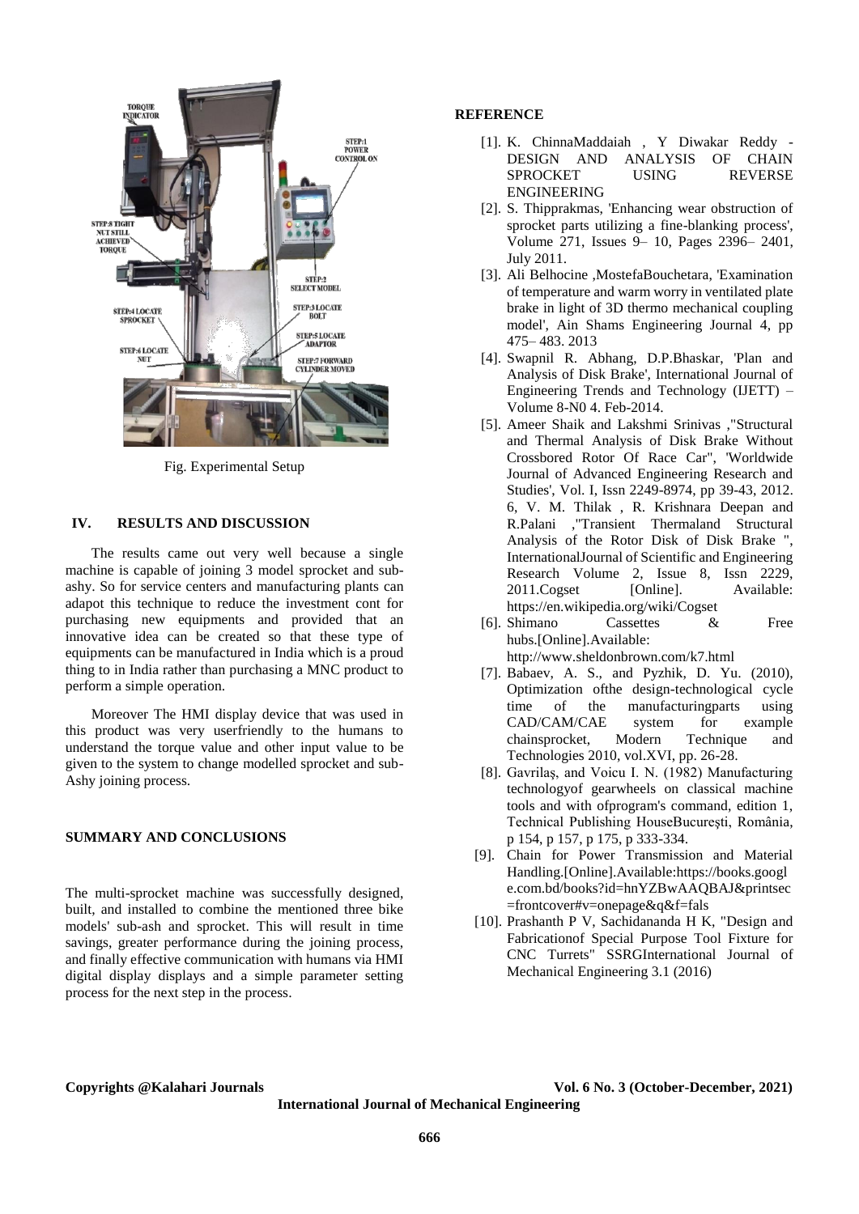TORQUE INDICATOR

STEP:1 POWER CONTROL ON

STEP:8 TIGHT NUT STILL ACHIEVED TORQUE

STEP:2 SELECT MODEL

STEP:4 LOCATE SPROCKET

STEP:3 LOCATE BOLT

STEP:5 LOCATE ADAPTOR

STEP:6 LOCATE NUT

STEP:7 FORWARD CYLINDER MOVED

Fig. Experimental Setup

## IV. RESULTS AND DISCUSSION

The results came out very well because a single machine is capable of joining 3 model sprocket and sub-ashy. So for service centers and manufacturing plants can adapot this technique to reduce the investment cont for purchasing new equipments and provided that an innovative idea can be created so that these type of equipments can be manufactured in India which is a proud thing to in India rather than purchasing a MNC product to perform a simple operation.

Moreover The HMI display device that was used in this product was very userfriendly to the humans to understand the torque value and other input value to be given to the system to change modelled sprocket and sub-Ashy joining process.

## SUMMARY AND CONCLUSIONS

The multi-sprocket machine was successfully designed, built, and installed to combine the mentioned three bike models' sub-ash and sprocket. This will result in time savings, greater performance during the joining process, and finally effective communication with humans via HMI digital display displays and a simple parameter setting process for the next step in the process.

## REFERENCE

[1]. K. ChinnaMaddaiah , Y Diwakar Reddy - DESIGN AND ANALYSIS OF CHAIN SPROCKET USING REVERSE ENGINEERING

[2]. S. Thipprakmas, 'Enhancing wear obstruction of sprocket parts utilizing a fine-blanking process', Volume 271, Issues 9– 10, Pages 2396– 2401, July 2011.

[3]. Ali Belhocine ,MostefaBouchetara, 'Examination of temperature and warm worry in ventilated plate brake in light of 3D thermo mechanical coupling model', Ain Shams Engineering Journal 4, pp 475– 483. 2013

[4]. Swapnil R. Abhang, D.P.Bhaskar, 'Plan and Analysis of Disk Brake', International Journal of Engineering Trends and Technology (IJETT) – Volume 8-N0 4. Feb-2014.

[5]. Ameer Shaik and Lakshmi Srinivas ,"Structural and Thermal Analysis of Disk Brake Without Crossbored Rotor Of Race Car", 'Worldwide Journal of Advanced Engineering Research and Studies', Vol. I, Issn 2249-8974, pp 39-43, 2012. 6, V. M. Thilak , R. Krishnara Deepan and R.Palani ,"Transient Thermaland Structural Analysis of the Rotor Disk of Disk Brake ", InternationalJournal of Scientific and Engineering Research Volume 2, Issue 8, Issn 2229, 2011.Cogset [Online]. Available: https://en.wikipedia.org/wiki/Cogset

[6]. Shimano Cassettes & Free hubs.[Online].Available: http://www.sheldonbrown.com/k7.html

[7]. Babaev, A. S., and Pyzhik, D. Yu. (2010), Optimization ofthe design-technological cycle time of the manufacturingparts using CAD/CAM/CAE system for example chainsprocket, Modern Technique and Technologies 2010, vol.XVI, pp. 26-28.

[8]. Gavrilaş, and Voicu I. N. (1982) Manufacturing technologyof gearwheels on classical machine tools and with ofprogram's command, edition 1, Technical Publishing HouseBucureşti, România, p 154, p 157, p 175, p 333-334.

[9]. Chain for Power Transmission and Material Handling.[Online].Available:https://books.google.com.bd/books?id=hnYZBwAAQBAJ&printsec=frontcover#v=onepage&q&f=fals

[10]. Prashanth P V, Sachidananda H K, "Design and Fabricationof Special Purpose Tool Fixture for CNC Turrets" SSRGInternational Journal of Mechanical Engineering 3.1 (2016)